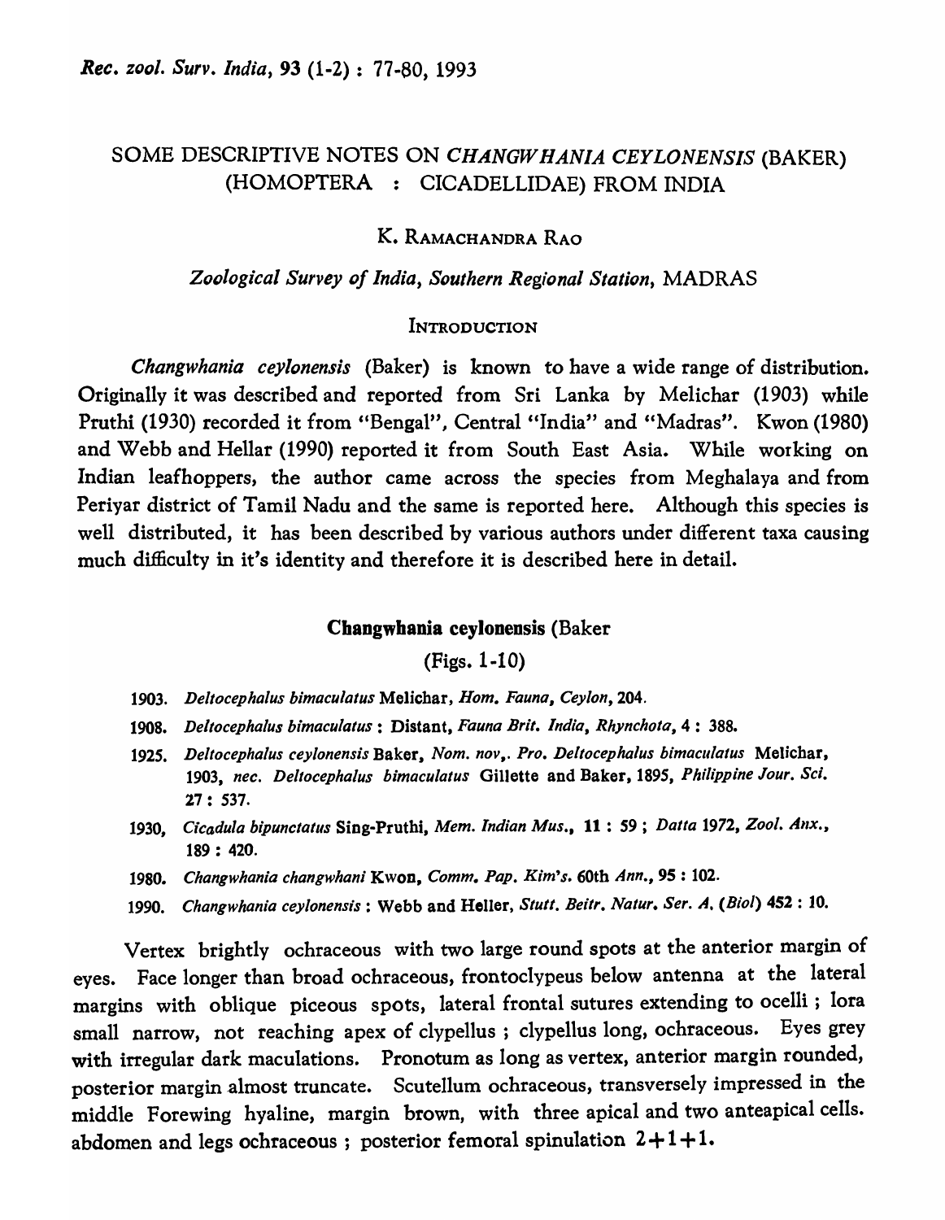# SOME DESCRIPTIVE NOTES ON *CHANGWHANIA CEYLONENSIS* (BAKER) (HOMOPTERA : CICADELLIDAE) FROM INDIA

K. RAMACHANDRA RAO

*Zoological Survey of India, Southern Regional Station,* MADRAS

## INTRODUCTION

*Changwhania ceylonensis* (Baker) is known to have a wide range of distribution. Originally it was described and reported from Sri Lanka by Melichar (1903) while Pruthi (1930) recorded it from "Bengal", Central "India" and "Madras". Kwon (1980) and Webb and Hellar (1990) reported it from South East Asia. While working on Indian leafhoppers, the author came across the species from Meghalaya and from Periyar district of Tamil Nadu and the same is reported here. Although this species is well distributed, it has been described by various authors under different taxa causing much difficulty in it's identity and therefore it is described here in detail.

### **Changwhania ceylonensis** (Baker

(Figs. 1-10)

1903. *Deltocephalus bimaculatus* Melichar, *Hom. Fauna, Ceylon,* 204.

1908. *Deltocephalus bimaculatus* : Distant, *Fauna Brit. India, Rhynchota,* 4 : 388.

1925. *Deltocephalus ceylonensis* Baker, *Nom. nov,. Pro. Deltocephalus bimaculatus* Melichar, 1903, *nec. Deltocephalus bimaculatus* Gillette and Baker, 1895, *Philippine Jour. Sci.* 27 : 537.

1930, *Cicadula bipunctatus* Sing-Pruthi, *Mem. Indian Mus.,* 11 : 59 ; *Datta* 1972, *Zool. Anx.,* 189 : 420.

1980. *Changwhania changwhani* Kwon, *Comm. Pap. Kim's.* 60th *Ann.,* 95 : 102.

1990. *Changwhania ceylonensis* : Webb and Heller, *Stutt. Beitr. Natur. Ser. A, (Biol)* 452 : 10.

Vertex brightly ochraceous with two large round spots at the anterior margin of eyes. Face longer than broad ochraceous, frontoclypeus below antenna at the lateral margins with oblique piceous spots, lateral frontal sutures extending to ocelli ; lora small narrow, not reaching apex of clypellus ; clypellus long, ochraceous. Eyes grey with irregular dark maculations. Pronotum as long as vertex, anterior margin rounded, posterior margin almost truncate. Scutellum ochraceous, transversely impressed in the middle Forewing hyaline, margin brown, with three apical and two anteapical cells. abdomen and legs ochraceous ; posterior femoral spinulation 2+1+1.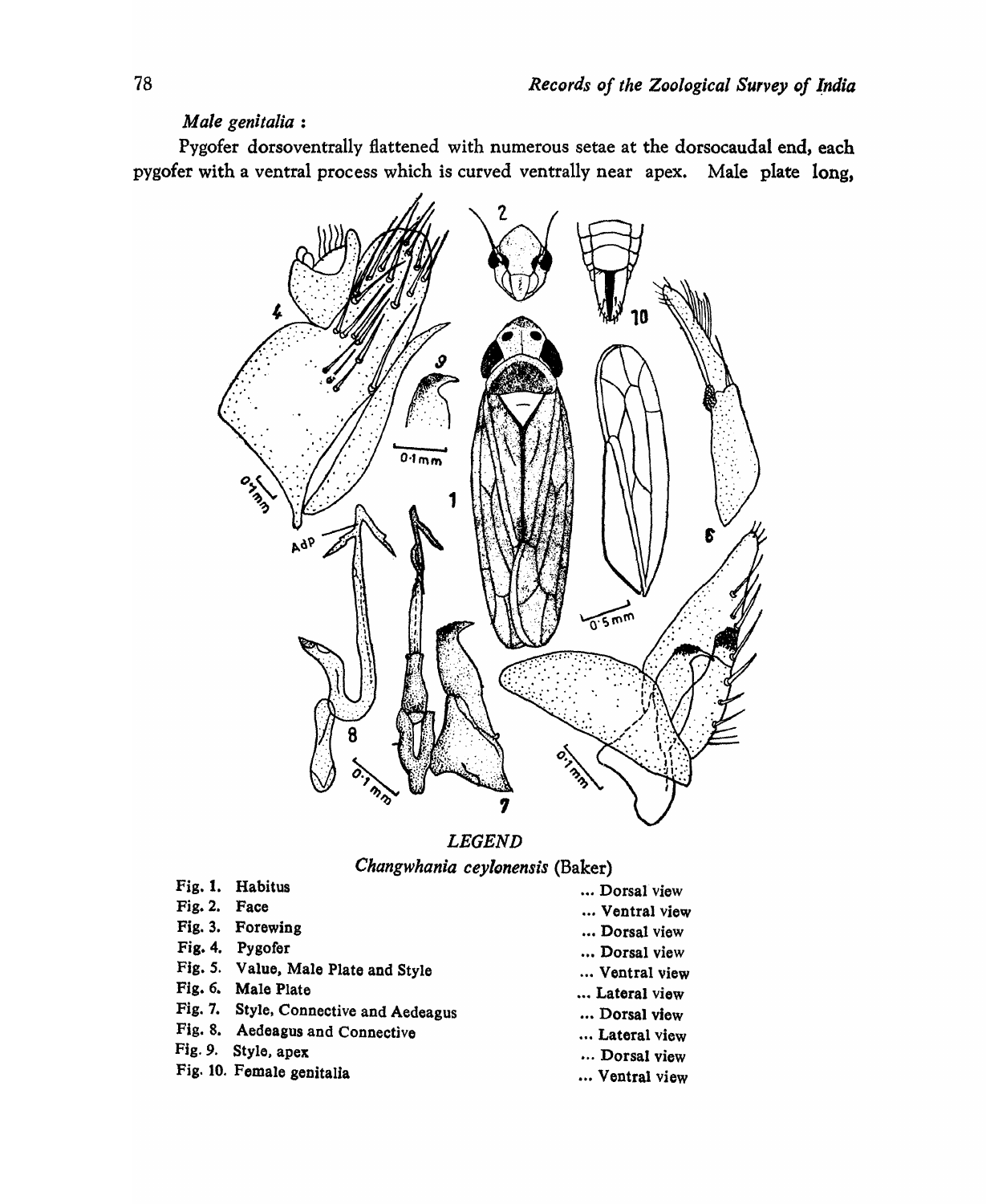*Male genitalia* :

Pygofer dorsoventrally flattened with numerous setae at the dorsocaudal end, each pygofer with a ventral process which is curved ventrally near apex. Male plate long,

*LEGEND*

*Changwhania ceylonensis* (Baker)

| | | |
|---|---|---|
| Fig. 1. | Habitus | ... Dorsal view |
| Fig. 2. | Face | ... Ventral view |
| Fig. 3. | Forewing | ... Dorsal view |
| Fig. 4. | Pygofer | ... Dorsal view |
| Fig. 5. | Value, Male Plate and Style | ... Ventral view |
| Fig. 6. | Male Plate | ... Lateral view |
| Fig. 7. | Style, Connective and Aedeagus | ... Dorsal view |
| Fig. 8. | Aedeagus and Connective | ... Lateral view |
| Fig. 9. | Style, apex | ... Dorsal view |
| Fig. 10. | Female genitalia | ... Ventral view |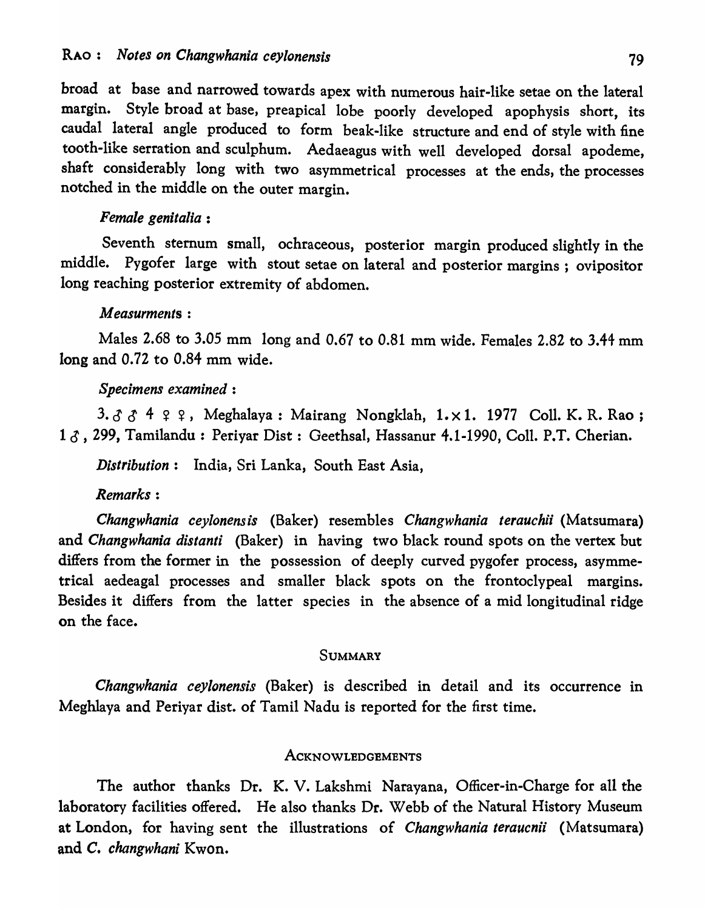broad at base and narrowed towards apex with numerous hair-like setae on the lateral margin. Style broad at base, preapical lobe poorly developed apophysis short, its caudal lateral angle produced to form beak-like structure and end of style with fine tooth-like serration and sculphum. Aedaeagus with well developed dorsal apodeme, shaft considerably long with two asymmetrical processes at the ends, the processes notched in the middle on the outer margin.

*Female genitalia* :

Seventh sternum small, ochraceous, posterior margin produced slightly in the middle. Pygofer large with stout setae on lateral and posterior margins ; ovipositor long reaching posterior extremity of abdomen.

*Measurments* :

Males 2.68 to 3.05 mm long and 0.67 to 0.81 mm wide. Females 2.82 to 3.44 mm long and 0.72 to 0.84 mm wide.

*Specimens examined* :

3. ♂♂ 4 ♀♀, Meghalaya : Mairang Nongklah, 1.×1. 1977 Coll. K. R. Rao ; 1 ♂, 299, Tamilandu : Periyar Dist : Geethsal, Hassanur 4.1-1990, Coll. P.T. Cherian.

*Distribution* : India, Sri Lanka, South East Asia,

*Remarks* :

*Changwhania ceylonensis* (Baker) resembles *Changwhania terauchii* (Matsumara) and *Changwhania distanti* (Baker) in having two black round spots on the vertex but differs from the former in the possession of deeply curved pygofer process, asymmetrical aedeagal processes and smaller black spots on the frontoclypeal margins. Besides it differs from the latter species in the absence of a mid longitudinal ridge on the face.

## Summary

*Changwhania ceylonensis* (Baker) is described in detail and its occurrence in Meghlaya and Periyar dist. of Tamil Nadu is reported for the first time.

## Acknowledgements

The author thanks Dr. K. V. Lakshmi Narayana, Officer-in-Charge for all the laboratory facilities offered. He also thanks Dr. Webb of the Natural History Museum at London, for having sent the illustrations of *Changwhania teraucnii* (Matsumara) and *C. changwhani* Kwon.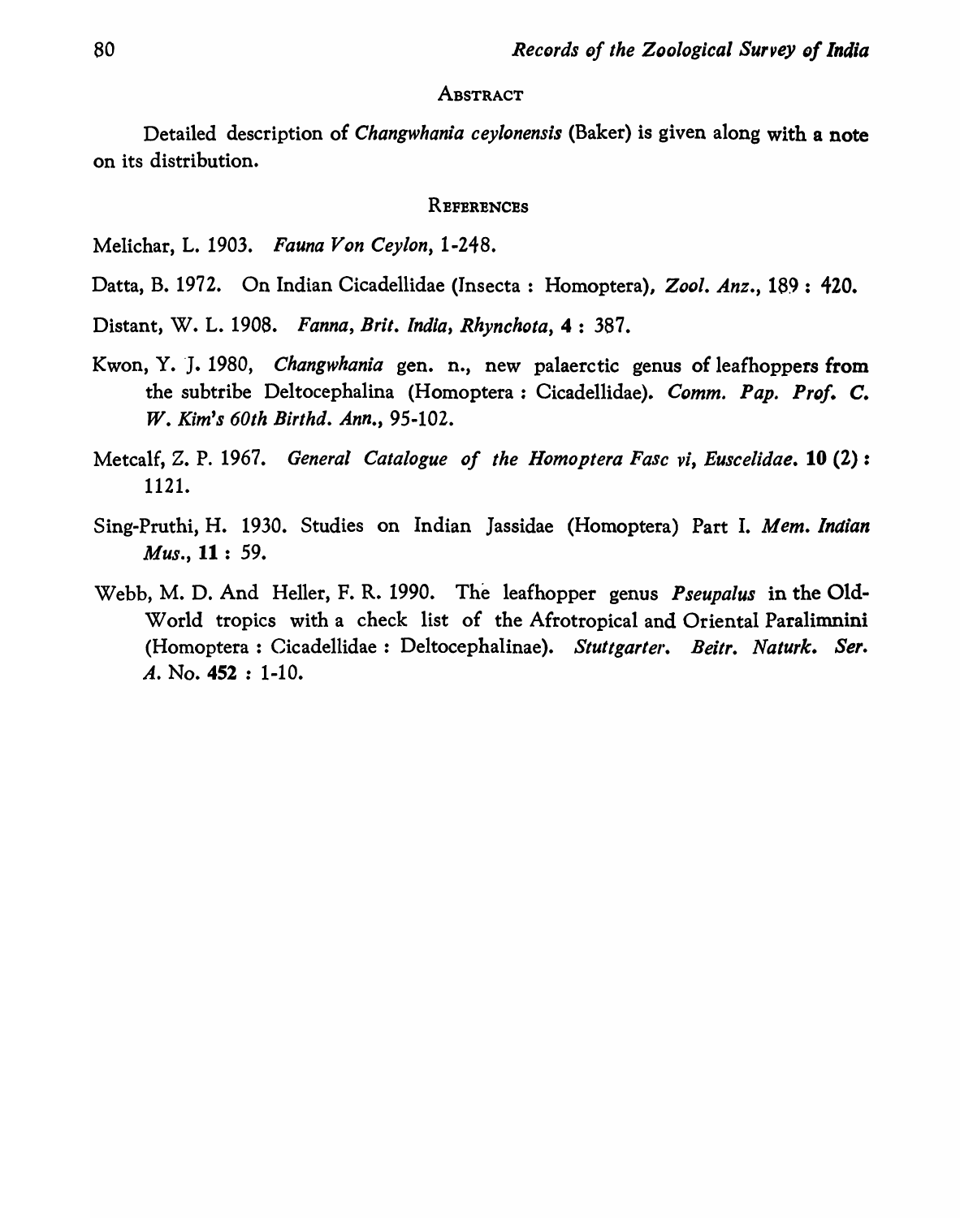## Abstract

Detailed description of *Changwhania ceylonensis* (Baker) is given along with a note on its distribution.

## References

Melichar, L. 1903. *Fauna Von Ceylon*, 1-248.

Datta, B. 1972. On Indian Cicadellidae (Insecta : Homoptera), *Zool. Anz.*, 189 : 420.

Distant, W. L. 1908. *Fanna, Brit. India, Rhynchota*, **4** : 387.

Kwon, Y. J. 1980, *Changwhania* gen. n., new palaerctic genus of leafhoppers from the subtribe Deltocephalina (Homoptera : Cicadellidae). *Comm. Pap. Prof. C. W. Kim's 60th Birthd. Ann.*, 95-102.

Metcalf, Z. P. 1967. *General Catalogue of the Homoptera Fasc vi, Euscelidae.* **10 (2)** : 1121.

Sing-Pruthi, H. 1930. Studies on Indian Jassidae (Homoptera) Part I. *Mem. Indian Mus.*, **11** : 59.

Webb, M. D. And Heller, F. R. 1990. The leafhopper genus *Pseupalus* in the Old-World tropics with a check list of the Afrotropical and Oriental Paralimnini (Homoptera : Cicadellidae : Deltocephalinae). *Stuttgarter. Beitr. Naturk. Ser. A.* No. **452** : 1-10.